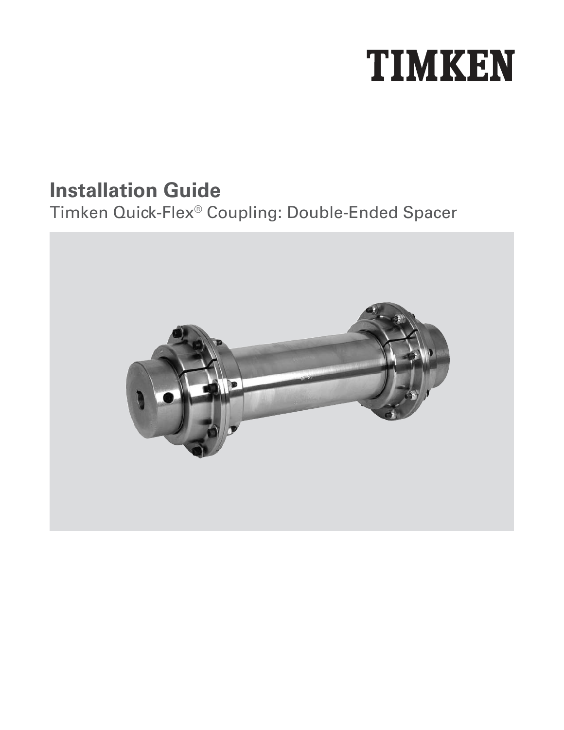TIMKEN

# Installation Guide

Timken Quick-Flex® Coupling: Double-Ended Spacer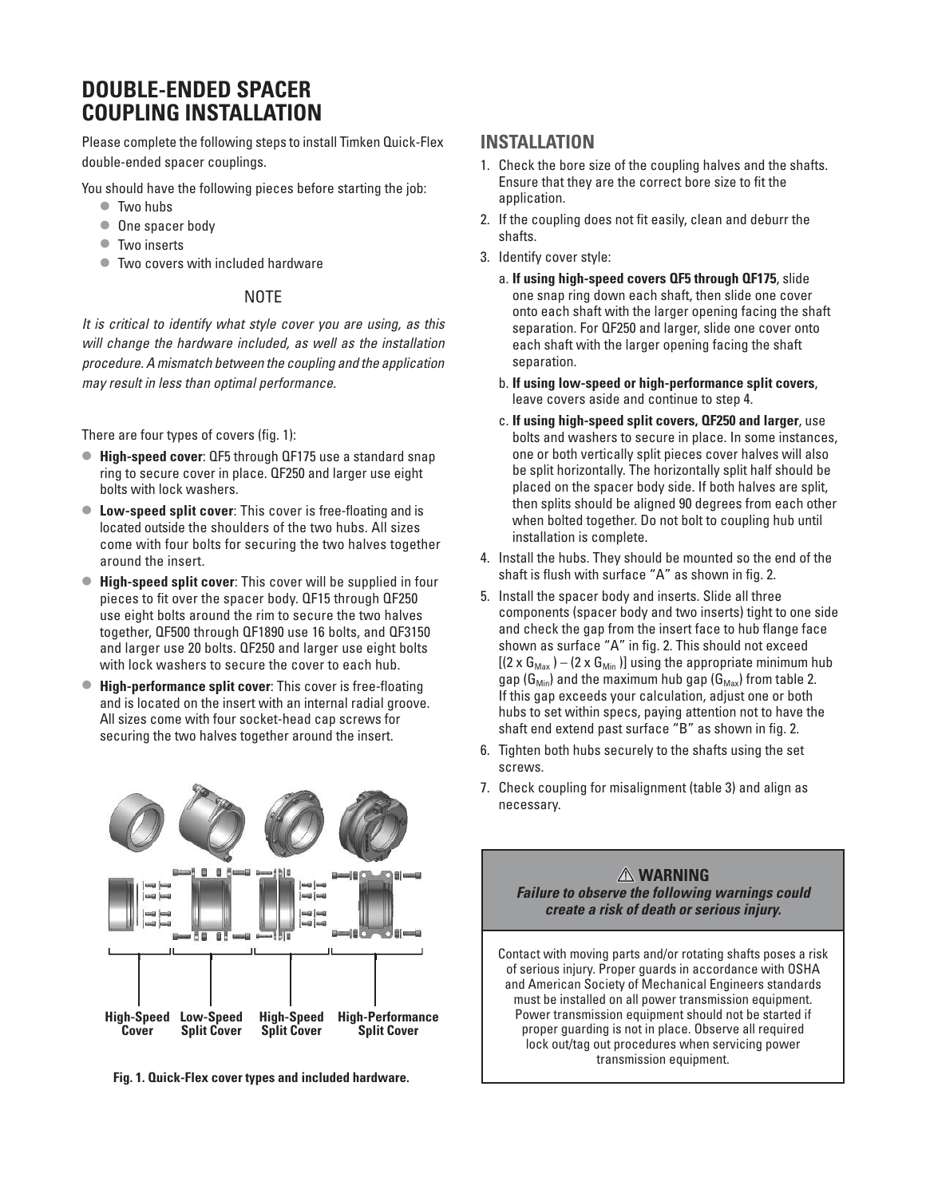# DOUBLE-ENDED SPACER COUPLING INSTALLATION

Please complete the following steps to install Timken Quick-Flex double-ended spacer couplings.

You should have the following pieces before starting the job:

- Two hubs
- One spacer body
- Two inserts
- Two covers with included hardware

NOTE

*It is critical to identify what style cover you are using, as this will change the hardware included, as well as the installation procedure. A mismatch between the coupling and the application may result in less than optimal performance.*

There are four types of covers (fig. 1):

- **High-speed cover**: QF5 through QF175 use a standard snap ring to secure cover in place. QF250 and larger use eight bolts with lock washers.
- **Low-speed split cover**: This cover is free-floating and is located outside the shoulders of the two hubs. All sizes come with four bolts for securing the two halves together around the insert.
- **High-speed split cover**: This cover will be supplied in four pieces to fit over the spacer body. QF15 through QF250 use eight bolts around the rim to secure the two halves together, QF500 through QF1890 use 16 bolts, and QF3150 and larger use 20 bolts. QF250 and larger use eight bolts with lock washers to secure the cover to each hub.
- **High-performance split cover**: This cover is free-floating and is located on the insert with an internal radial groove. All sizes come with four socket-head cap screws for securing the two halves together around the insert.

High-Speed Cover | Low-Speed Split Cover | High-Speed Split Cover | High-Performance Split Cover

**Fig. 1. Quick-Flex cover types and included hardware.**

## INSTALLATION

1. Check the bore size of the coupling halves and the shafts. Ensure that they are the correct bore size to fit the application.
2. If the coupling does not fit easily, clean and deburr the shafts.
3. Identify cover style:
   a. **If using high-speed covers QF5 through QF175**, slide one snap ring down each shaft, then slide one cover onto each shaft with the larger opening facing the shaft separation. For QF250 and larger, slide one cover onto each shaft with the larger opening facing the shaft separation.
   b. **If using low-speed or high-performance split covers**, leave covers aside and continue to step 4.
   c. **If using high-speed split covers, QF250 and larger**, use bolts and washers to secure in place. In some instances, one or both vertically split pieces cover halves will also be split horizontally. The horizontally split half should be placed on the spacer body side. If both halves are split, then splits should be aligned 90 degrees from each other when bolted together. Do not bolt to coupling hub until installation is complete.
4. Install the hubs. They should be mounted so the end of the shaft is flush with surface "A" as shown in fig. 2.
5. Install the spacer body and inserts. Slide all three components (spacer body and two inserts) tight to one side and check the gap from the insert face to hub flange face shown as surface "A" in fig. 2. This should not exceed $[(2 \times G_{Max}) - (2 \times G_{Min})]$ using the appropriate minimum hub gap ($G_{Min}$) and the maximum hub gap ($G_{Max}$) from table 2. If this gap exceeds your calculation, adjust one or both hubs to set within specs, paying attention not to have the shaft end extend past surface "B" as shown in fig. 2.
6. Tighten both hubs securely to the shafts using the set screws.
7. Check coupling for misalignment (table 3) and align as necessary.

**⚠ WARNING**

***Failure to observe the following warnings could create a risk of death or serious injury.***

Contact with moving parts and/or rotating shafts poses a risk of serious injury. Proper guards in accordance with OSHA and American Society of Mechanical Engineers standards must be installed on all power transmission equipment. Power transmission equipment should not be started if proper guarding is not in place. Observe all required lock out/tag out procedures when servicing power transmission equipment.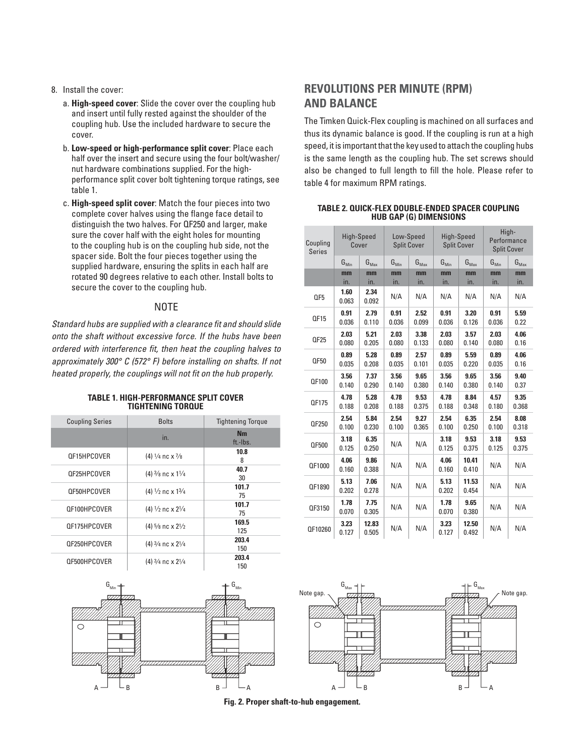8. Install the cover:
   a. **High-speed cover**: Slide the cover over the coupling hub and insert until fully rested against the shoulder of the coupling hub. Use the included hardware to secure the cover.
   b. **Low-speed or high-performance split cover**: Place each half over the insert and secure using the four bolt/washer/nut hardware combinations supplied. For the high-performance split cover bolt tightening torque ratings, see table 1.
   c. **High-speed split cover**: Match the four pieces into two complete cover halves using the flange face detail to distinguish the two halves. For QF250 and larger, make sure the cover half with the eight holes for mounting to the coupling hub is on the coupling hub side, not the spacer side. Bolt the four pieces together using the supplied hardware, ensuring the splits in each half are rotated 90 degrees relative to each other. Install bolts to secure the cover to the coupling hub.

### NOTE

*Standard hubs are supplied with a clearance fit and should slide onto the shaft without excessive force. If the hubs have been ordered with interference fit, then heat the coupling halves to approximately 300° C (572° F) before installing on shafts. If not heated properly, the couplings will not fit on the hub properly.*

**TABLE 1. HIGH-PERFORMANCE SPLIT COVER TIGHTENING TORQUE**

| Coupling Series | Bolts | Tightening Torque |
|---|---|---|
| | in. | **Nm** ft.-lbs. |
| QF15HPCOVER | (4) 1/4 nc x 7/8 | **10.8** 8 |
| QF25HPCOVER | (4) 3/8 nc x 1 1/4 | **40.7** 30 |
| QF50HPCOVER | (4) 1/2 nc x 1 3/4 | **101.7** 75 |
| QF100HPCOVER | (4) 1/2 nc x 2 1/4 | **101.7** 75 |
| QF175HPCOVER | (4) 5/8 nc x 2 1/2 | **169.5** 125 |
| QF250HPCOVER | (4) 3/4 nc x 2 1/4 | **203.4** 150 |
| QF500HPCOVER | (4) 3/4 nc x 2 1/4 | **203.4** 150 |

## REVOLUTIONS PER MINUTE (RPM) AND BALANCE

The Timken Quick-Flex coupling is machined on all surfaces and thus its dynamic balance is good. If the coupling is run at a high speed, it is important that the key used to attach the coupling hubs is the same length as the coupling hub. The set screws should also be changed to full length to fill the hole. Please refer to table 4 for maximum RPM ratings.

**TABLE 2. QUICK-FLEX DOUBLE-ENDED SPACER COUPLING HUB GAP (G) DIMENSIONS**

| Coupling Series | High-Speed Cover | | Low-Speed Split Cover | | High-Speed Split Cover | | High-Performance Split Cover | |
|---|---|---|---|---|---|---|---|---|
| | $G_{Min}$ | $G_{Max}$ | $G_{Min}$ | $G_{Max}$ | $G_{Min}$ | $G_{Max}$ | $G_{Min}$ | $G_{Max}$ |
| | **mm** in. | **mm** in. | **mm** in. | **mm** in. | **mm** in. | **mm** in. | **mm** in. | **mm** in. |
| QF5 | **1.60** 0.063 | **2.34** 0.092 | N/A | N/A | N/A | N/A | N/A | N/A |
| QF15 | **0.91** 0.036 | **2.79** 0.110 | **0.91** 0.036 | **2.52** 0.099 | **0.91** 0.036 | **3.20** 0.126 | **0.91** 0.036 | **5.59** 0.22 |
| QF25 | **2.03** 0.080 | **5.21** 0.205 | **2.03** 0.080 | **3.38** 0.133 | **2.03** 0.080 | **3.57** 0.140 | **2.03** 0.080 | **4.06** 0.16 |
| QF50 | **0.89** 0.035 | **5.28** 0.208 | **0.89** 0.035 | **2.57** 0.101 | **0.89** 0.035 | **5.59** 0.220 | **0.89** 0.035 | **4.06** 0.16 |
| QF100 | **3.56** 0.140 | **7.37** 0.290 | **3.56** 0.140 | **9.65** 0.380 | **3.56** 0.140 | **9.65** 0.380 | **3.56** 0.140 | **9.40** 0.37 |
| QF175 | **4.78** 0.188 | **5.28** 0.208 | **4.78** 0.188 | **9.53** 0.375 | **4.78** 0.188 | **8.84** 0.348 | **4.57** 0.180 | **9.35** 0.368 |
| QF250 | **2.54** 0.100 | **5.84** 0.230 | **2.54** 0.100 | **9.27** 0.365 | **2.54** 0.100 | **6.35** 0.250 | **2.54** 0.100 | **8.08** 0.318 |
| QF500 | **3.18** 0.125 | **6.35** 0.250 | N/A | N/A | **3.18** 0.125 | **9.53** 0.375 | **3.18** 0.125 | **9.53** 0.375 |
| QF1000 | **4.06** 0.160 | **9.86** 0.388 | N/A | N/A | **4.06** 0.160 | **10.41** 0.410 | N/A | N/A |
| QF1890 | **5.13** 0.202 | **7.06** 0.278 | N/A | N/A | **5.13** 0.202 | **11.53** 0.454 | N/A | N/A |
| QF3150 | **1.78** 0.070 | **7.75** 0.305 | N/A | N/A | **1.78** 0.070 | **9.65** 0.380 | N/A | N/A |
| QF10260 | **3.23** 0.127 | **12.83** 0.505 | N/A | N/A | **3.23** 0.127 | **12.50** 0.492 | N/A | N/A |

**Fig. 2. Proper shaft-to-hub engagement.**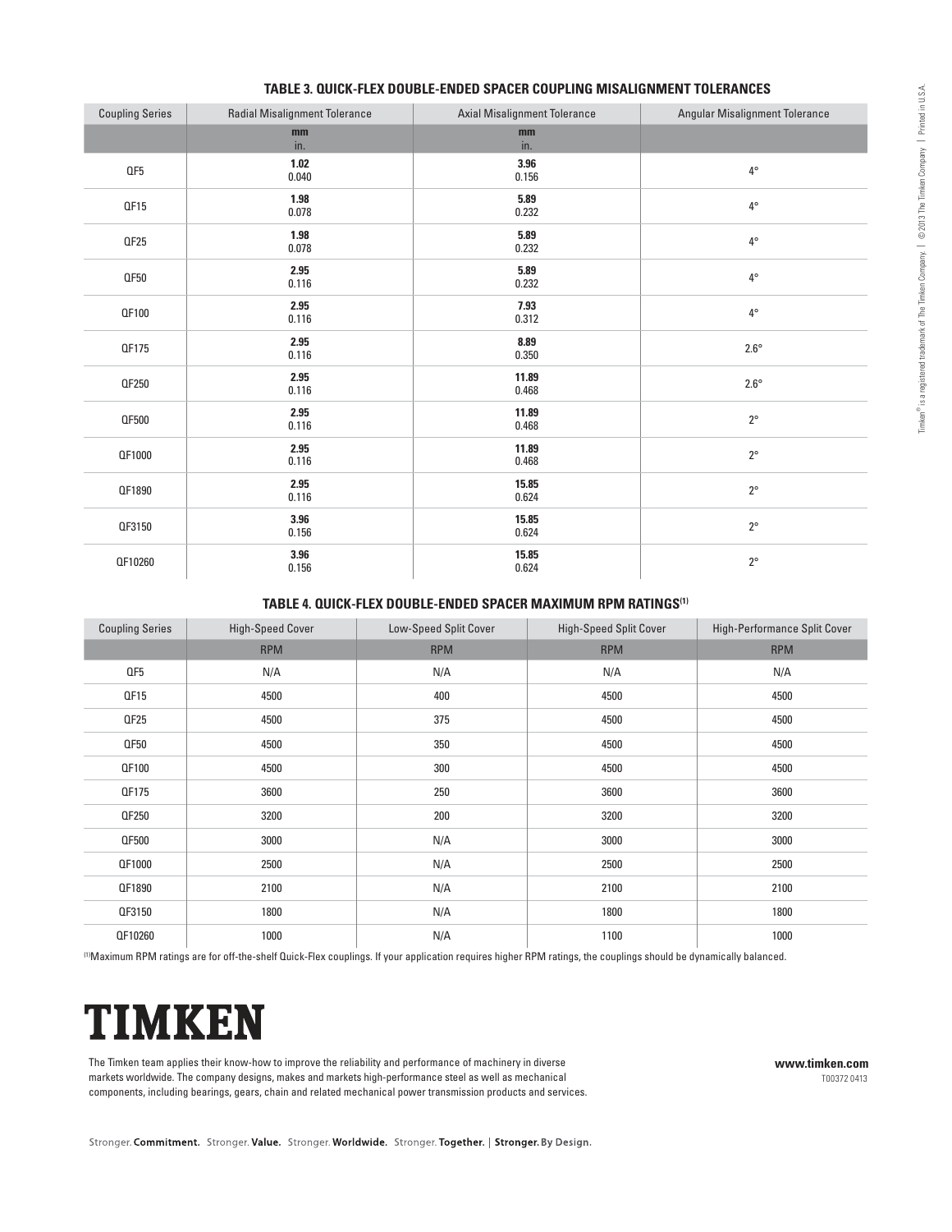### TABLE 3. QUICK-FLEX DOUBLE-ENDED SPACER COUPLING MISALIGNMENT TOLERANCES

| Coupling Series | Radial Misalignment Tolerance | Axial Misalignment Tolerance | Angular Misalignment Tolerance |
|---|---|---|---|
| | **mm**<br>in. | **mm**<br>in. | |
| QF5 | **1.02**<br>0.040 | **3.96**<br>0.156 | 4° |
| QF15 | **1.98**<br>0.078 | **5.89**<br>0.232 | 4° |
| QF25 | **1.98**<br>0.078 | **5.89**<br>0.232 | 4° |
| QF50 | **2.95**<br>0.116 | **5.89**<br>0.232 | 4° |
| QF100 | **2.95**<br>0.116 | **7.93**<br>0.312 | 4° |
| QF175 | **2.95**<br>0.116 | **8.89**<br>0.350 | 2.6° |
| QF250 | **2.95**<br>0.116 | **11.89**<br>0.468 | 2.6° |
| QF500 | **2.95**<br>0.116 | **11.89**<br>0.468 | 2° |
| QF1000 | **2.95**<br>0.116 | **11.89**<br>0.468 | 2° |
| QF1890 | **2.95**<br>0.116 | **15.85**<br>0.624 | 2° |
| QF3150 | **3.96**<br>0.156 | **15.85**<br>0.624 | 2° |
| QF10260 | **3.96**<br>0.156 | **15.85**<br>0.624 | 2° |

### TABLE 4. QUICK-FLEX DOUBLE-ENDED SPACER MAXIMUM RPM RATINGS[1]

| Coupling Series | High-Speed Cover | Low-Speed Split Cover | High-Speed Split Cover | High-Performance Split Cover |
|---|---|---|---|---|
| | RPM | RPM | RPM | RPM |
| QF5 | N/A | N/A | N/A | N/A |
| QF15 | 4500 | 400 | 4500 | 4500 |
| QF25 | 4500 | 375 | 4500 | 4500 |
| QF50 | 4500 | 350 | 4500 | 4500 |
| QF100 | 4500 | 300 | 4500 | 4500 |
| QF175 | 3600 | 250 | 3600 | 3600 |
| QF250 | 3200 | 200 | 3200 | 3200 |
| QF500 | 3000 | N/A | 3000 | 3000 |
| QF1000 | 2500 | N/A | 2500 | 2500 |
| QF1890 | 2100 | N/A | 2100 | 2100 |
| QF3150 | 1800 | N/A | 1800 | 1800 |
| QF10260 | 1000 | N/A | 1100 | 1000 |

[1]Maximum RPM ratings are for off-the-shelf Quick-Flex couplings. If your application requires higher RPM ratings, the couplings should be dynamically balanced.

**TIMKEN**

The Timken team applies their know-how to improve the reliability and performance of machinery in diverse markets worldwide. The company designs, makes and markets high-performance steel as well as mechanical components, including bearings, gears, chain and related mechanical power transmission products and services.

**www.timken.com**
T00372 0413

Timken® is a registered trademark of The Timken Company. | © 2013 The Timken Company | Printed in U.S.A.

Stronger. **Commitment.** Stronger. **Value.** Stronger. **Worldwide.** Stronger. **Together.** | **Stronger.** By Design.